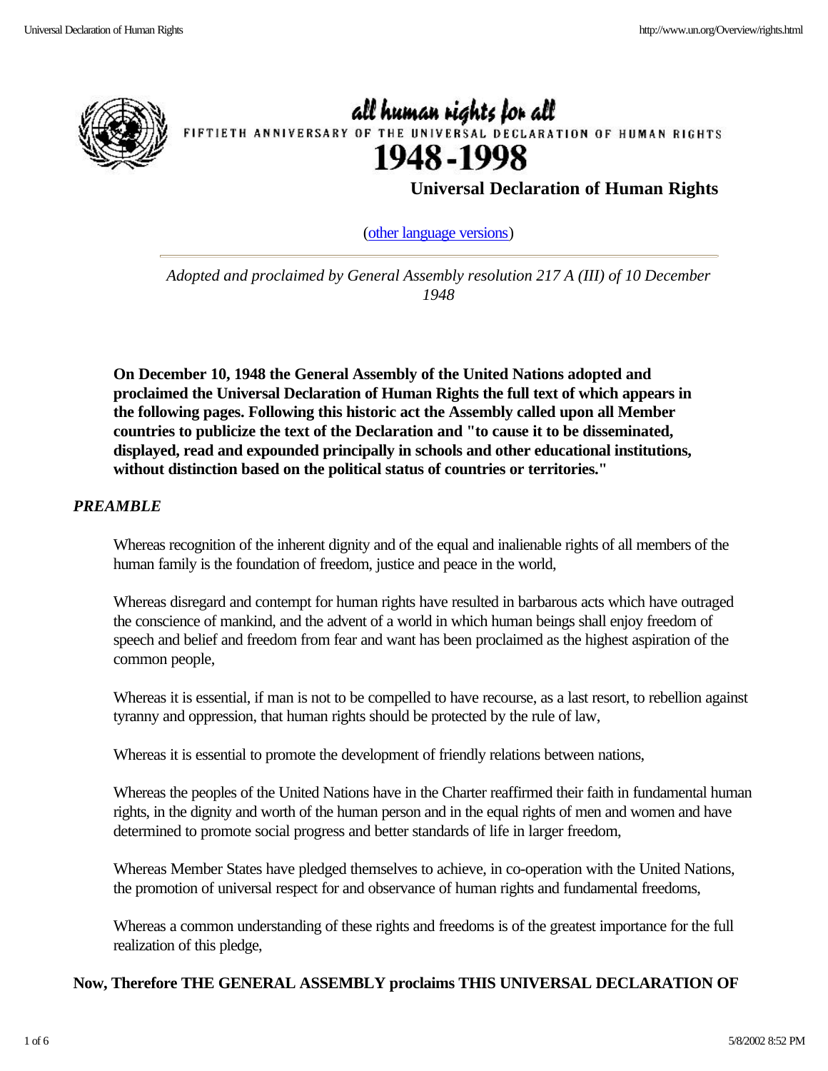all human rights for all

FIFTIETH ANNIVERSARY OF THE UNIVERSAL DECLARATION OF HUMAN RIGHTS

1948-1998

# Universal Declaration of Human Rights

(other language versions)

*Adopted and proclaimed by General Assembly resolution 217 A (III) of 10 December 1948*

**On December 10, 1948 the General Assembly of the United Nations adopted and proclaimed the Universal Declaration of Human Rights the full text of which appears in the following pages. Following this historic act the Assembly called upon all Member countries to publicize the text of the Declaration and "to cause it to be disseminated, displayed, read and expounded principally in schools and other educational institutions, without distinction based on the political status of countries or territories."**

## *PREAMBLE*

Whereas recognition of the inherent dignity and of the equal and inalienable rights of all members of the human family is the foundation of freedom, justice and peace in the world,

Whereas disregard and contempt for human rights have resulted in barbarous acts which have outraged the conscience of mankind, and the advent of a world in which human beings shall enjoy freedom of speech and belief and freedom from fear and want has been proclaimed as the highest aspiration of the common people,

Whereas it is essential, if man is not to be compelled to have recourse, as a last resort, to rebellion against tyranny and oppression, that human rights should be protected by the rule of law,

Whereas it is essential to promote the development of friendly relations between nations,

Whereas the peoples of the United Nations have in the Charter reaffirmed their faith in fundamental human rights, in the dignity and worth of the human person and in the equal rights of men and women and have determined to promote social progress and better standards of life in larger freedom,

Whereas Member States have pledged themselves to achieve, in co-operation with the United Nations, the promotion of universal respect for and observance of human rights and fundamental freedoms,

Whereas a common understanding of these rights and freedoms is of the greatest importance for the full realization of this pledge,

**Now, Therefore THE GENERAL ASSEMBLY proclaims THIS UNIVERSAL DECLARATION OF**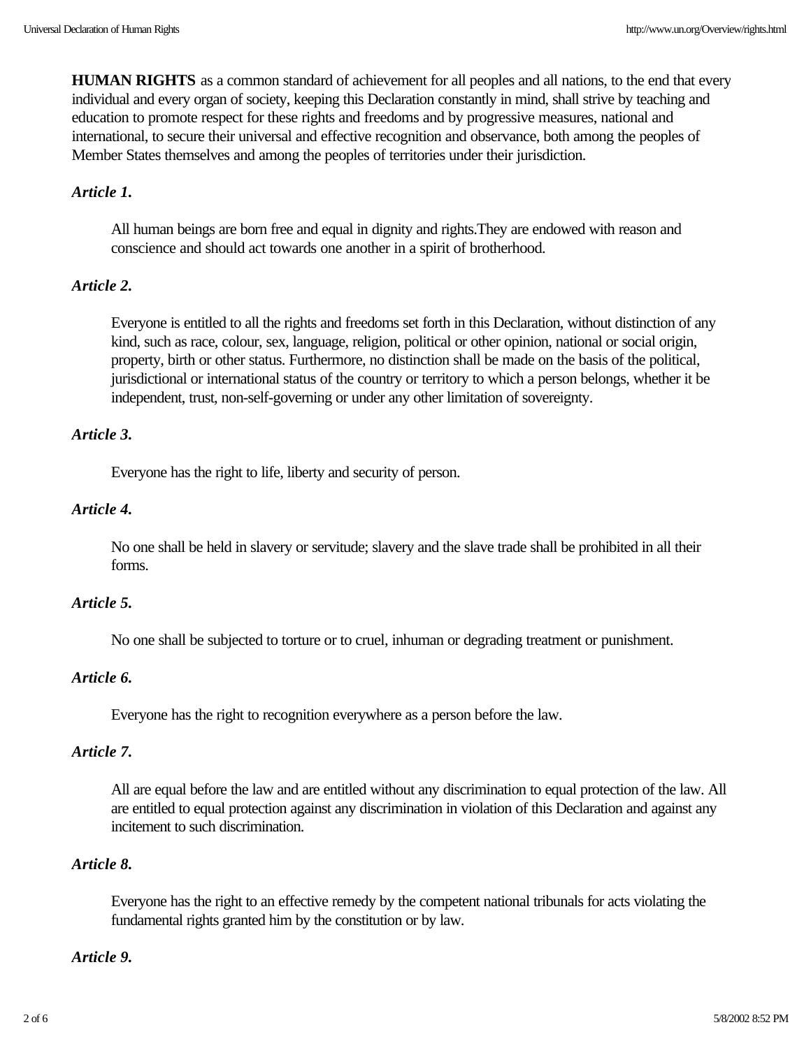**HUMAN RIGHTS** as a common standard of achievement for all peoples and all nations, to the end that every individual and every organ of society, keeping this Declaration constantly in mind, shall strive by teaching and education to promote respect for these rights and freedoms and by progressive measures, national and international, to secure their universal and effective recognition and observance, both among the peoples of Member States themselves and among the peoples of territories under their jurisdiction.

***Article 1.***

All human beings are born free and equal in dignity and rights.They are endowed with reason and conscience and should act towards one another in a spirit of brotherhood.

***Article 2.***

Everyone is entitled to all the rights and freedoms set forth in this Declaration, without distinction of any kind, such as race, colour, sex, language, religion, political or other opinion, national or social origin, property, birth or other status. Furthermore, no distinction shall be made on the basis of the political, jurisdictional or international status of the country or territory to which a person belongs, whether it be independent, trust, non-self-governing or under any other limitation of sovereignty.

***Article 3.***

Everyone has the right to life, liberty and security of person.

***Article 4.***

No one shall be held in slavery or servitude; slavery and the slave trade shall be prohibited in all their forms.

***Article 5.***

No one shall be subjected to torture or to cruel, inhuman or degrading treatment or punishment.

***Article 6.***

Everyone has the right to recognition everywhere as a person before the law.

***Article 7.***

All are equal before the law and are entitled without any discrimination to equal protection of the law. All are entitled to equal protection against any discrimination in violation of this Declaration and against any incitement to such discrimination.

***Article 8.***

Everyone has the right to an effective remedy by the competent national tribunals for acts violating the fundamental rights granted him by the constitution or by law.

***Article 9.***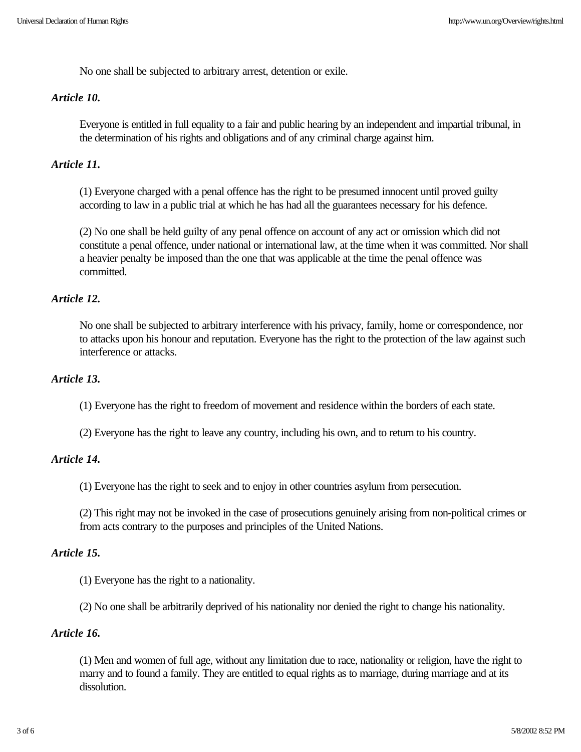No one shall be subjected to arbitrary arrest, detention or exile.

### *Article 10.*

Everyone is entitled in full equality to a fair and public hearing by an independent and impartial tribunal, in the determination of his rights and obligations and of any criminal charge against him.

### *Article 11.*

(1) Everyone charged with a penal offence has the right to be presumed innocent until proved guilty according to law in a public trial at which he has had all the guarantees necessary for his defence.

(2) No one shall be held guilty of any penal offence on account of any act or omission which did not constitute a penal offence, under national or international law, at the time when it was committed. Nor shall a heavier penalty be imposed than the one that was applicable at the time the penal offence was committed.

### *Article 12.*

No one shall be subjected to arbitrary interference with his privacy, family, home or correspondence, nor to attacks upon his honour and reputation. Everyone has the right to the protection of the law against such interference or attacks.

### *Article 13.*

(1) Everyone has the right to freedom of movement and residence within the borders of each state.

(2) Everyone has the right to leave any country, including his own, and to return to his country.

### *Article 14.*

(1) Everyone has the right to seek and to enjoy in other countries asylum from persecution.

(2) This right may not be invoked in the case of prosecutions genuinely arising from non-political crimes or from acts contrary to the purposes and principles of the United Nations.

### *Article 15.*

(1) Everyone has the right to a nationality.

(2) No one shall be arbitrarily deprived of his nationality nor denied the right to change his nationality.

### *Article 16.*

(1) Men and women of full age, without any limitation due to race, nationality or religion, have the right to marry and to found a family. They are entitled to equal rights as to marriage, during marriage and at its dissolution.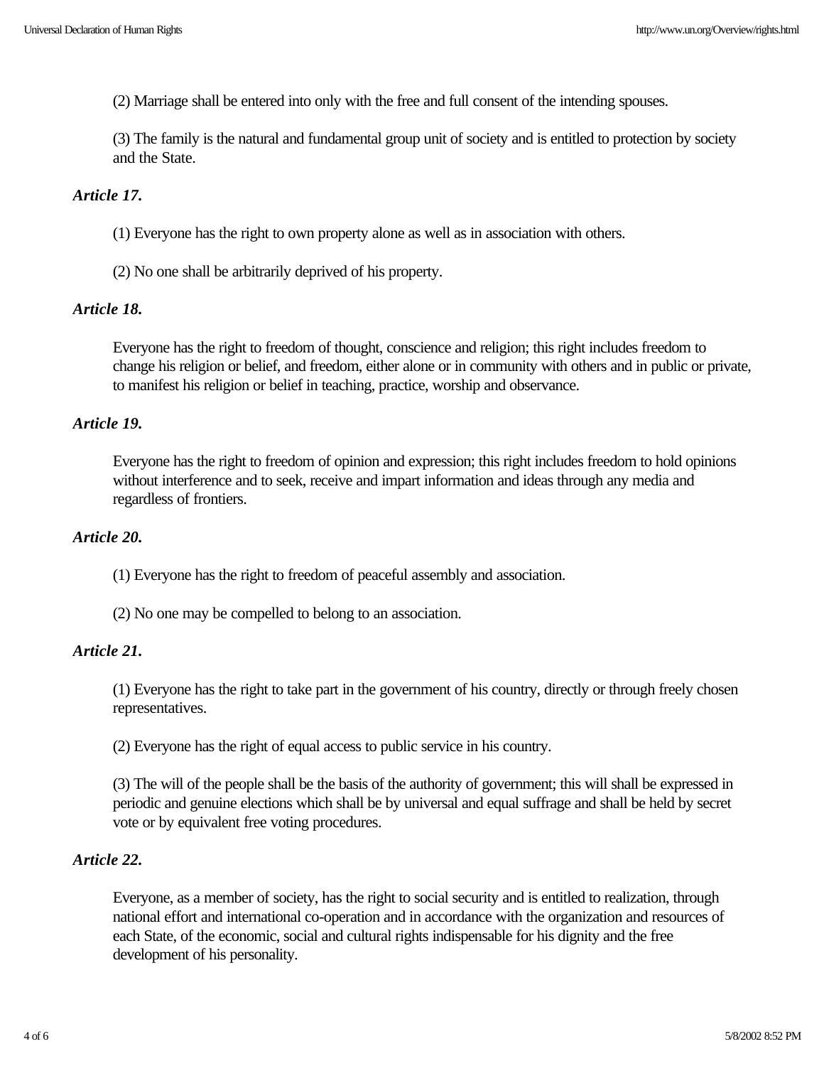(2) Marriage shall be entered into only with the free and full consent of the intending spouses.

(3) The family is the natural and fundamental group unit of society and is entitled to protection by society and the State.

### *Article 17.*

(1) Everyone has the right to own property alone as well as in association with others.

(2) No one shall be arbitrarily deprived of his property.

### *Article 18.*

Everyone has the right to freedom of thought, conscience and religion; this right includes freedom to change his religion or belief, and freedom, either alone or in community with others and in public or private, to manifest his religion or belief in teaching, practice, worship and observance.

### *Article 19.*

Everyone has the right to freedom of opinion and expression; this right includes freedom to hold opinions without interference and to seek, receive and impart information and ideas through any media and regardless of frontiers.

### *Article 20.*

(1) Everyone has the right to freedom of peaceful assembly and association.

(2) No one may be compelled to belong to an association.

### *Article 21.*

(1) Everyone has the right to take part in the government of his country, directly or through freely chosen representatives.

(2) Everyone has the right of equal access to public service in his country.

(3) The will of the people shall be the basis of the authority of government; this will shall be expressed in periodic and genuine elections which shall be by universal and equal suffrage and shall be held by secret vote or by equivalent free voting procedures.

### *Article 22.*

Everyone, as a member of society, has the right to social security and is entitled to realization, through national effort and international co-operation and in accordance with the organization and resources of each State, of the economic, social and cultural rights indispensable for his dignity and the free development of his personality.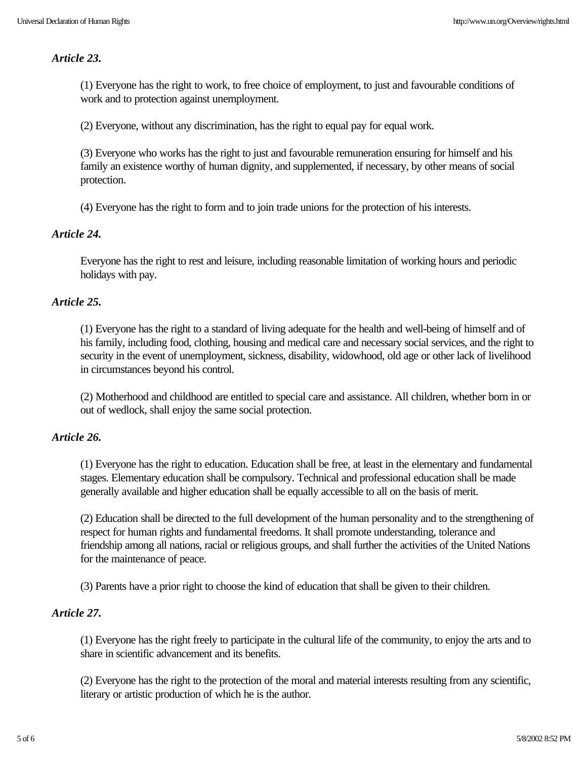### *Article 23.*

(1) Everyone has the right to work, to free choice of employment, to just and favourable conditions of work and to protection against unemployment.

(2) Everyone, without any discrimination, has the right to equal pay for equal work.

(3) Everyone who works has the right to just and favourable remuneration ensuring for himself and his family an existence worthy of human dignity, and supplemented, if necessary, by other means of social protection.

(4) Everyone has the right to form and to join trade unions for the protection of his interests.

### *Article 24.*

Everyone has the right to rest and leisure, including reasonable limitation of working hours and periodic holidays with pay.

### *Article 25.*

(1) Everyone has the right to a standard of living adequate for the health and well-being of himself and of his family, including food, clothing, housing and medical care and necessary social services, and the right to security in the event of unemployment, sickness, disability, widowhood, old age or other lack of livelihood in circumstances beyond his control.

(2) Motherhood and childhood are entitled to special care and assistance. All children, whether born in or out of wedlock, shall enjoy the same social protection.

### *Article 26.*

(1) Everyone has the right to education. Education shall be free, at least in the elementary and fundamental stages. Elementary education shall be compulsory. Technical and professional education shall be made generally available and higher education shall be equally accessible to all on the basis of merit.

(2) Education shall be directed to the full development of the human personality and to the strengthening of respect for human rights and fundamental freedoms. It shall promote understanding, tolerance and friendship among all nations, racial or religious groups, and shall further the activities of the United Nations for the maintenance of peace.

(3) Parents have a prior right to choose the kind of education that shall be given to their children.

### *Article 27.*

(1) Everyone has the right freely to participate in the cultural life of the community, to enjoy the arts and to share in scientific advancement and its benefits.

(2) Everyone has the right to the protection of the moral and material interests resulting from any scientific, literary or artistic production of which he is the author.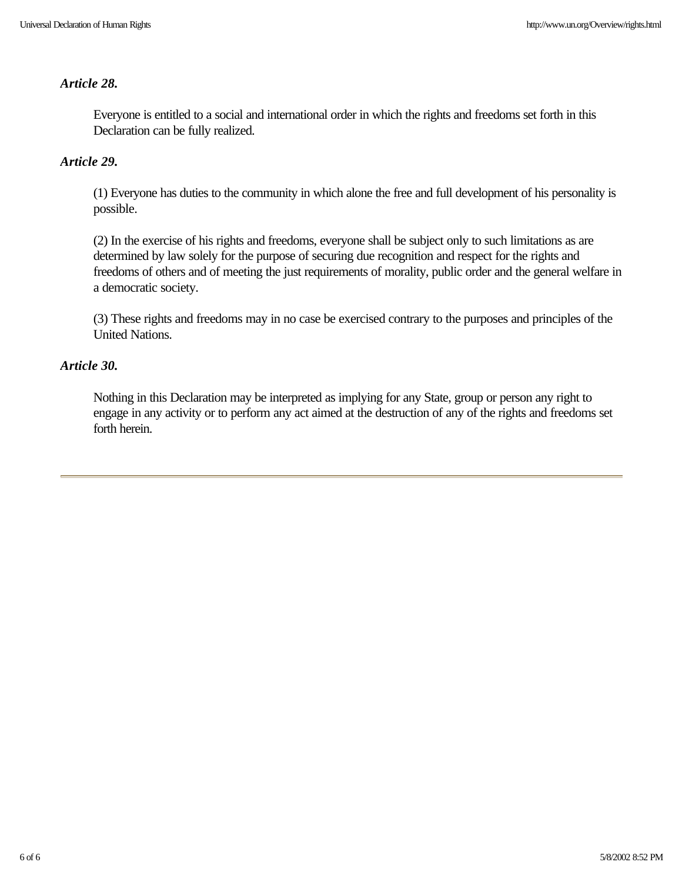***Article 28.***

Everyone is entitled to a social and international order in which the rights and freedoms set forth in this Declaration can be fully realized.

***Article 29.***

(1) Everyone has duties to the community in which alone the free and full development of his personality is possible.

(2) In the exercise of his rights and freedoms, everyone shall be subject only to such limitations as are determined by law solely for the purpose of securing due recognition and respect for the rights and freedoms of others and of meeting the just requirements of morality, public order and the general welfare in a democratic society.

(3) These rights and freedoms may in no case be exercised contrary to the purposes and principles of the United Nations.

***Article 30.***

Nothing in this Declaration may be interpreted as implying for any State, group or person any right to engage in any activity or to perform any act aimed at the destruction of any of the rights and freedoms set forth herein.

---